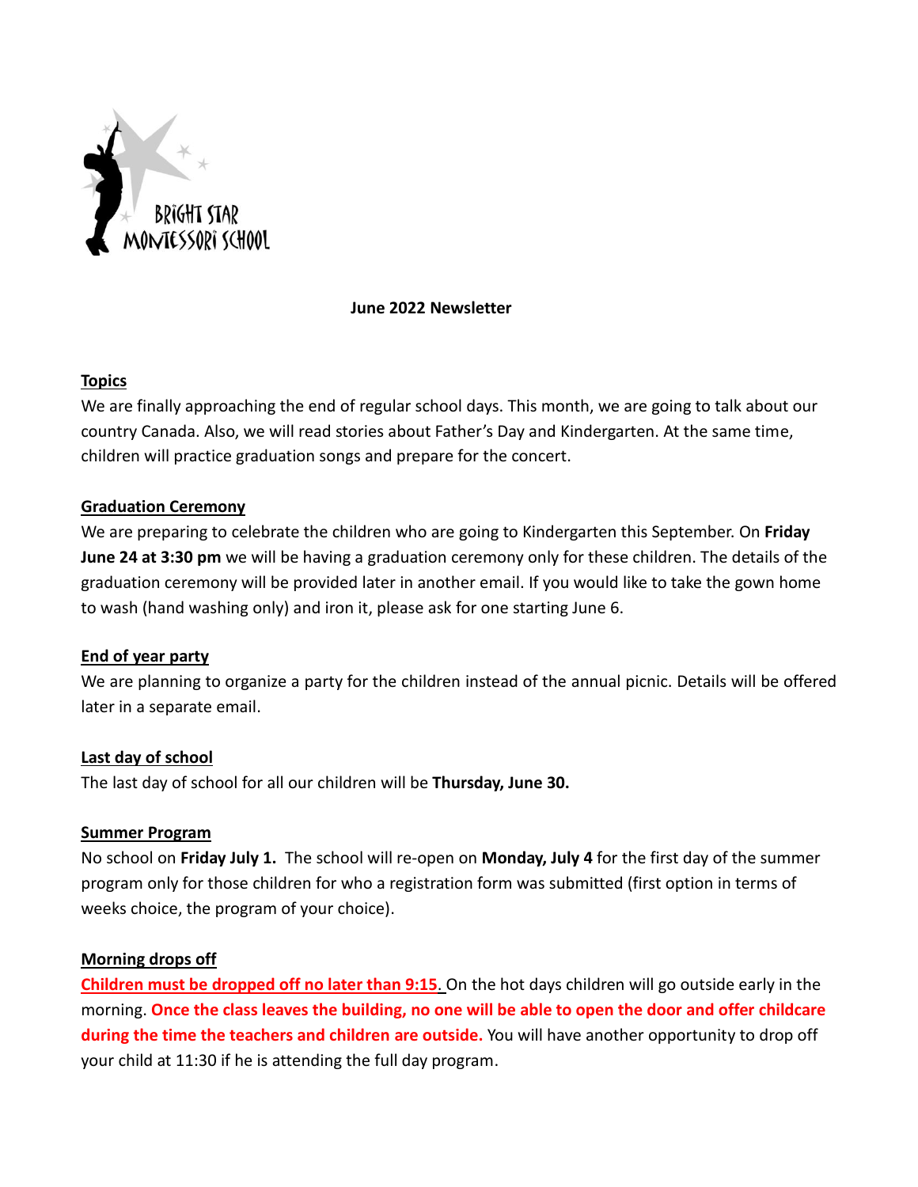BRIGHT STAR MONTESSORI SCHOOL

# June 2022 Newsletter

## Topics

We are finally approaching the end of regular school days. This month, we are going to talk about our country Canada. Also, we will read stories about Father's Day and Kindergarten. At the same time, children will practice graduation songs and prepare for the concert.

## Graduation Ceremony

We are preparing to celebrate the children who are going to Kindergarten this September. On **Friday June 24 at 3:30 pm** we will be having a graduation ceremony only for these children. The details of the graduation ceremony will be provided later in another email. If you would like to take the gown home to wash (hand washing only) and iron it, please ask for one starting June 6.

## End of year party

We are planning to organize a party for the children instead of the annual picnic. Details will be offered later in a separate email.

## Last day of school

The last day of school for all our children will be **Thursday, June 30.**

## Summer Program

No school on **Friday July 1.** The school will re-open on **Monday, July 4** for the first day of the summer program only for those children for who a registration form was submitted (first option in terms of weeks choice, the program of your choice).

## Morning drops off

**Children must be dropped off no later than 9:15.** On the hot days children will go outside early in the morning. **Once the class leaves the building, no one will be able to open the door and offer childcare during the time the teachers and children are outside.** You will have another opportunity to drop off your child at 11:30 if he is attending the full day program.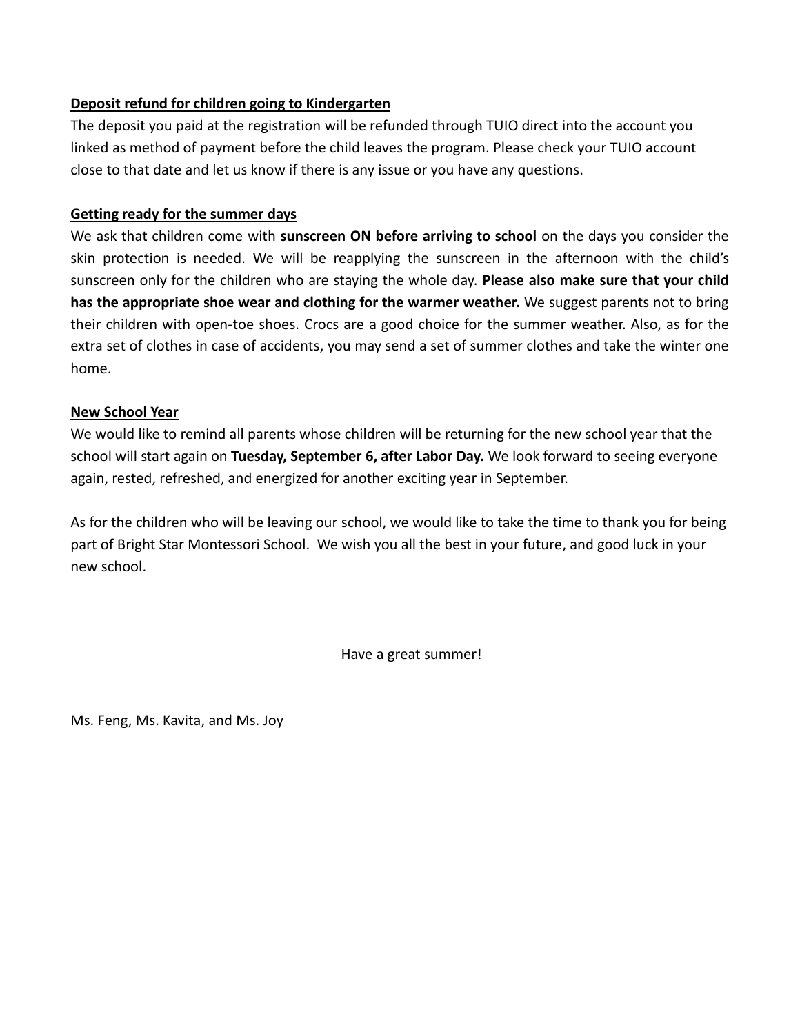**<u>Deposit refund for children going to Kindergarten</u>**

The deposit you paid at the registration will be refunded through TUIO direct into the account you linked as method of payment before the child leaves the program. Please check your TUIO account close to that date and let us know if there is any issue or you have any questions.

**<u>Getting ready for the summer days</u>**

We ask that children come with **sunscreen ON before arriving to school** on the days you consider the skin protection is needed. We will be reapplying the sunscreen in the afternoon with the child's sunscreen only for the children who are staying the whole day. **Please also make sure that your child has the appropriate shoe wear and clothing for the warmer weather.** We suggest parents not to bring their children with open-toe shoes. Crocs are a good choice for the summer weather. Also, as for the extra set of clothes in case of accidents, you may send a set of summer clothes and take the winter one home.

**<u>New School Year</u>**

We would like to remind all parents whose children will be returning for the new school year that the school will start again on **Tuesday, September 6, after Labor Day.** We look forward to seeing everyone again, rested, refreshed, and energized for another exciting year in September.

As for the children who will be leaving our school, we would like to take the time to thank you for being part of Bright Star Montessori School. We wish you all the best in your future, and good luck in your new school.

Have a great summer!

Ms. Feng, Ms. Kavita, and Ms. Joy